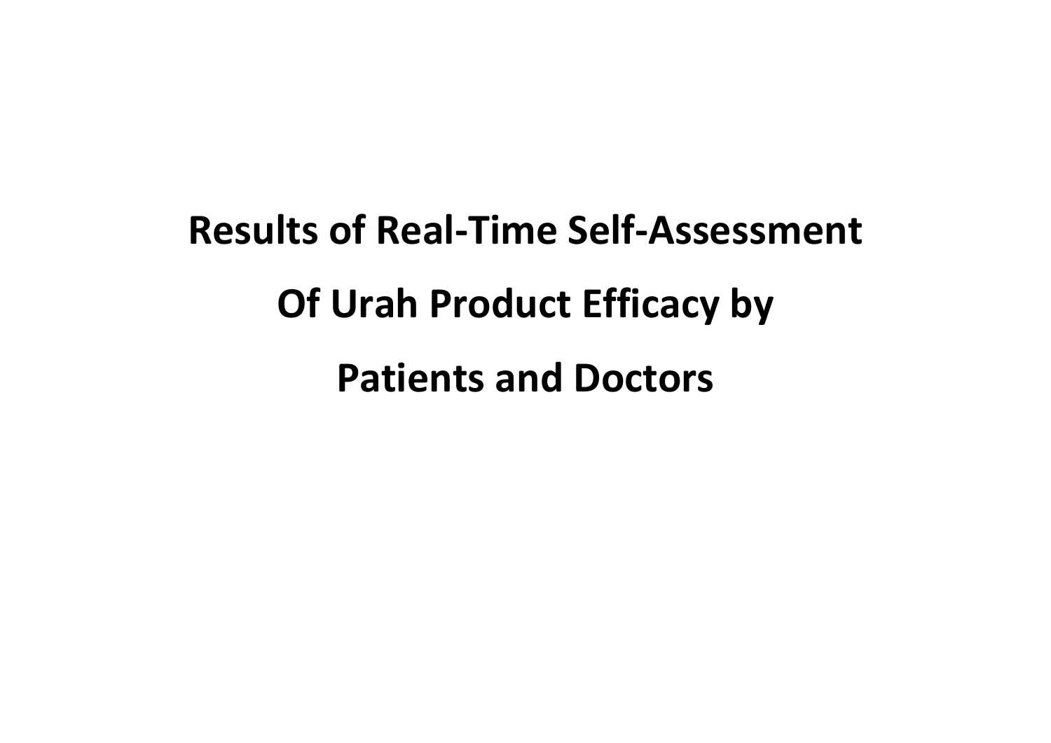# Results of Real-Time Self-Assessment Of Urah Product Efficacy by Patients and Doctors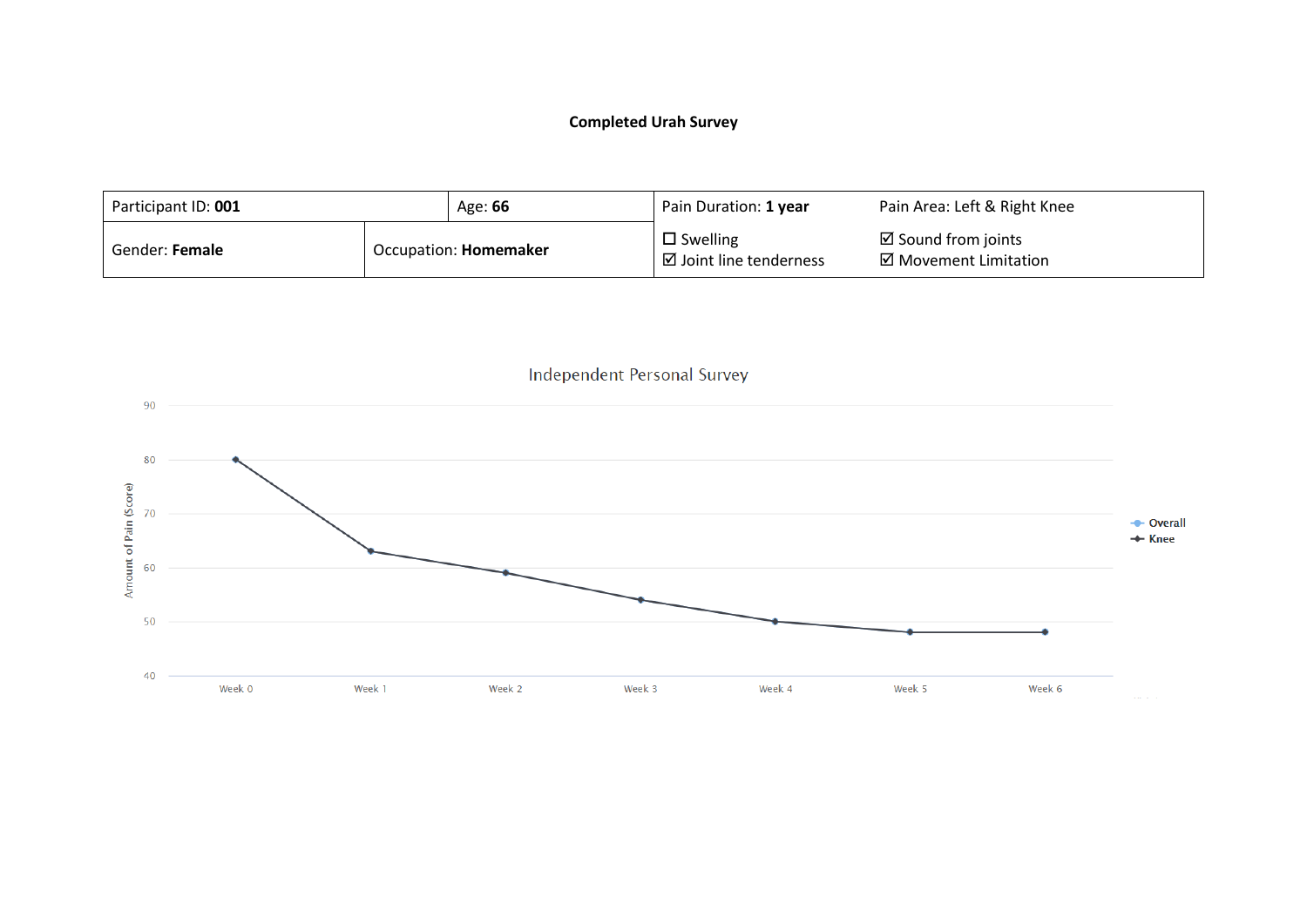**Completed Urah Survey**

| Participant ID: **001** | | Age: **66** | Pain Duration: **1 year** | Pain Area: Left & Right Knee |
|---|---|---|---|---|
| Gender: **Female** | Occupation: **Homemaker** | | ☐ Swelling<br>☑ Joint line tenderness | ☑ Sound from joints<br>☑ Movement Limitation |

Independent Personal Survey

| | Week 0 | Week 1 | Week 2 | Week 3 | Week 4 | Week 5 | Week 6 |
|---|---|---|---|---|---|---|---|
| Knee (Amount of Pain (Score)) | 80 | 63 | 59 | 54 | 50 | 48 | 48 |

Legend: Overall, Knee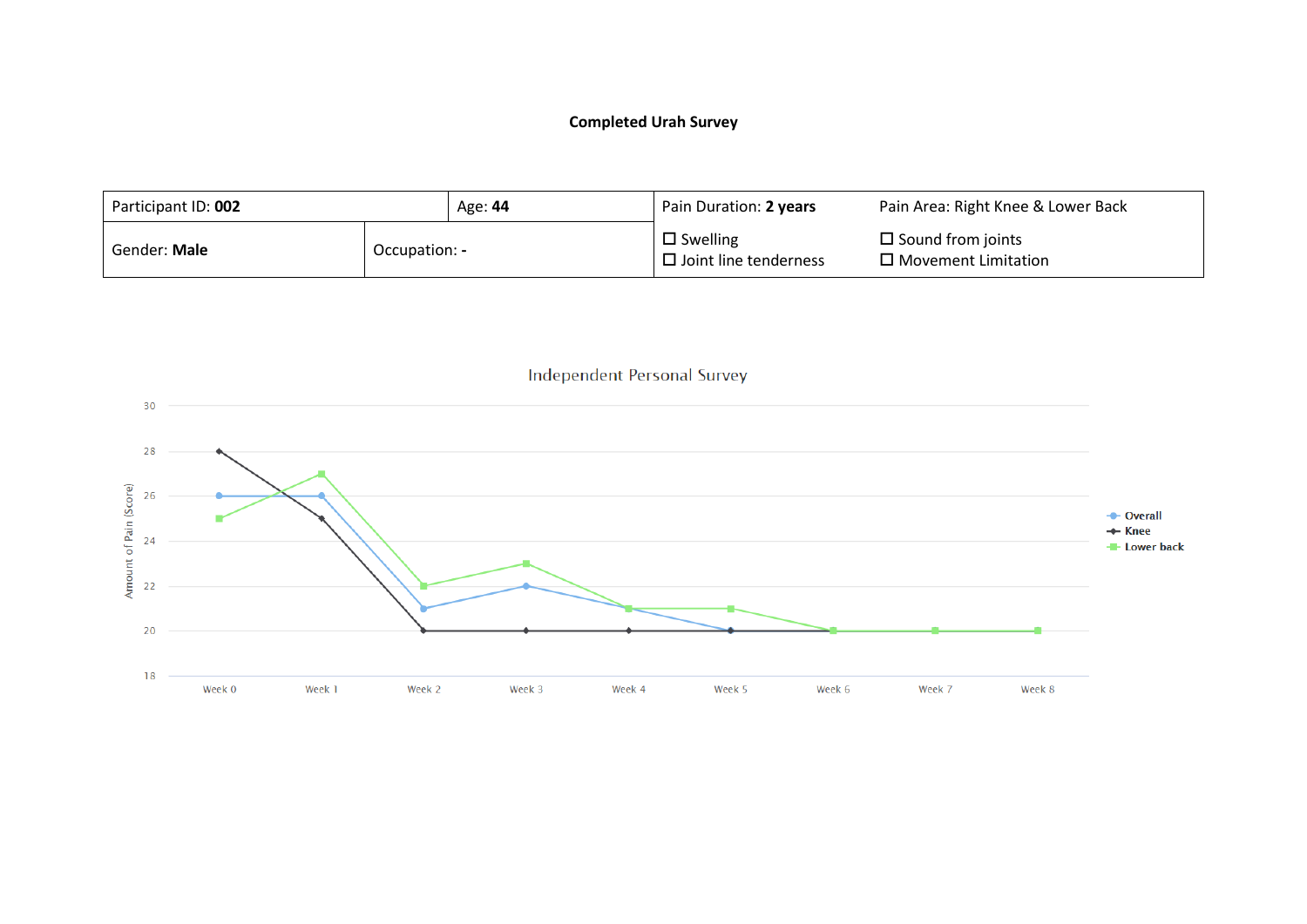**Completed Urah Survey**

| Participant ID: **002** | | Age: **44** | Pain Duration: **2 years** | Pain Area: Right Knee & Lower Back |
|---|---|---|---|---|
| Gender: **Male** | Occupation: **-** | | ☐ Swelling<br>☐ Joint line tenderness | ☐ Sound from joints<br>☐ Movement Limitation |

Independent Personal Survey

| | Week 0 | Week 1 | Week 2 | Week 3 | Week 4 | Week 5 | Week 6 | Week 7 | Week 8 |
|---|---|---|---|---|---|---|---|---|---|
| Overall | 26 | 26 | 21 | 22 | 21 | 20 | 20 | 20 | 20 |
| Knee | 28 | 25 | 20 | 20 | 20 | 20 | 20 | 20 | 20 |
| Lower back | 25 | 27 | 22 | 23 | 21 | 21 | 20 | 20 | 20 |

Amount of Pain (Score)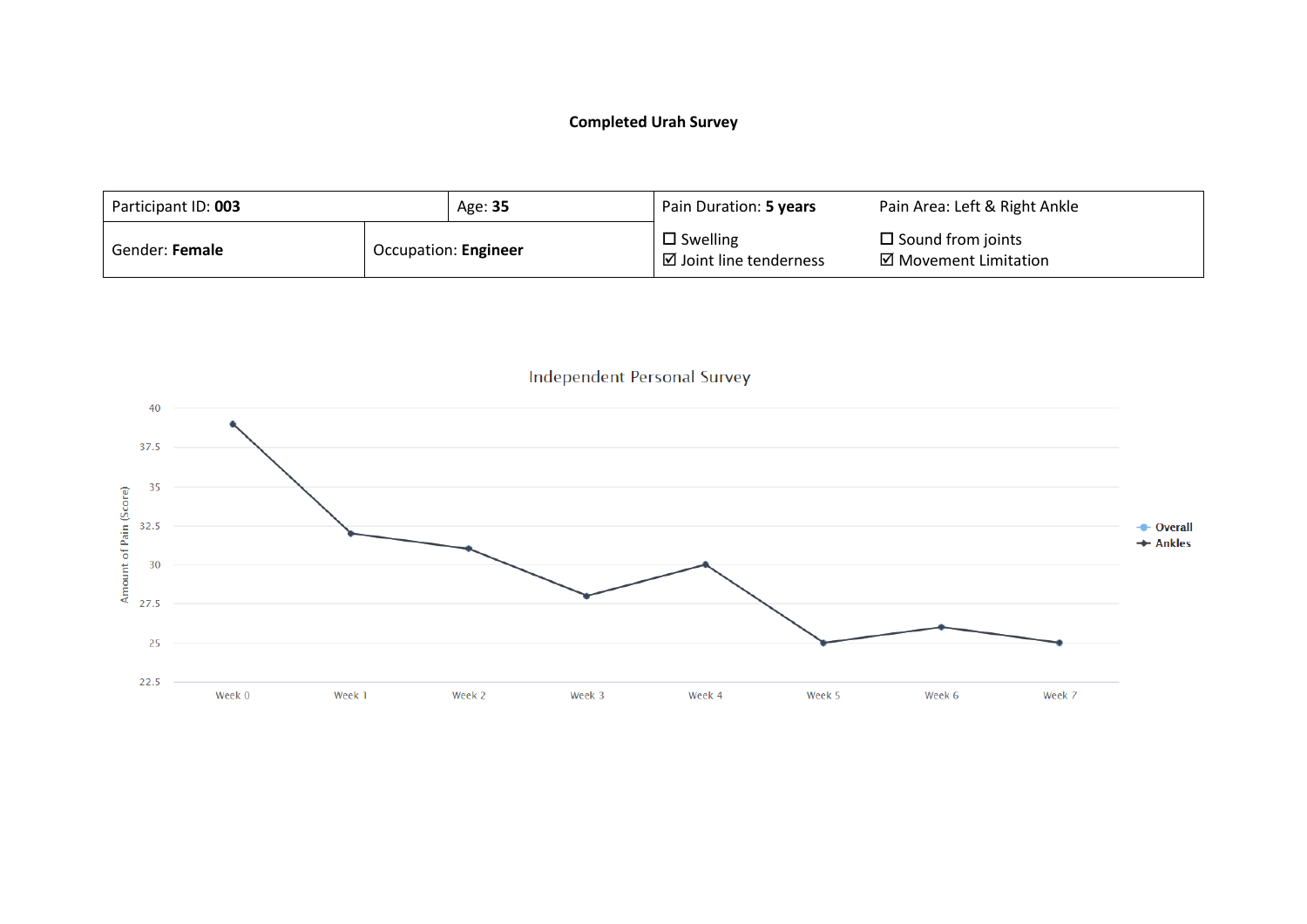**Completed Urah Survey**

| Participant ID: **003** | | Age: **35** | Pain Duration: **5 years** | Pain Area: Left & Right Ankle |
|---|---|---|---|---|
| Gender: **Female** | Occupation: **Engineer** | | ☐ Swelling<br>☑ Joint line tenderness | ☐ Sound from joints<br>☑ Movement Limitation |

Independent Personal Survey

| | Week 0 | Week 1 | Week 2 | Week 3 | Week 4 | Week 5 | Week 6 | Week 7 |
|---|---|---|---|---|---|---|---|---|
| Ankles | 39 | 32 | 31 | 28 | 30 | 25 | 26 | 25 |

Y-axis: Amount of Pain (Score); Legend: Overall, Ankles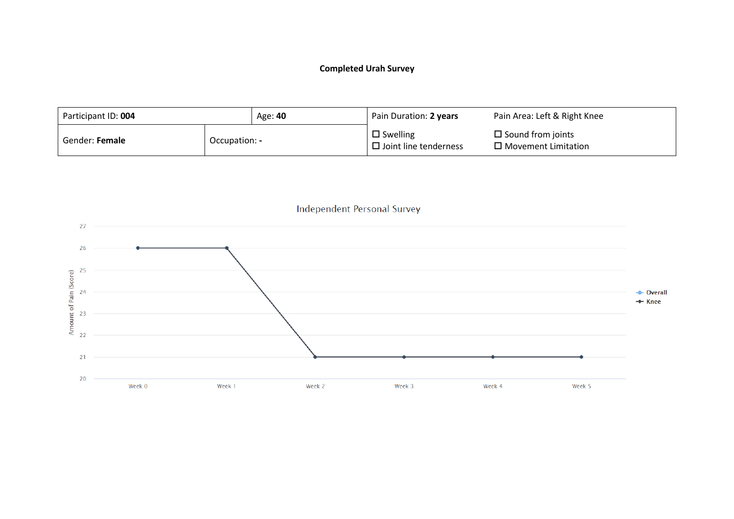**Completed Urah Survey**

| Participant ID: **004** | | Age: **40** | Pain Duration: **2 years** | Pain Area: Left & Right Knee |
|---|---|---|---|---|
| Gender: **Female** | Occupation: **-** | | ☐ Swelling<br>☐ Joint line tenderness | ☐ Sound from joints<br>☐ Movement Limitation |

Independent Personal Survey

| | Week 0 | Week 1 | Week 2 | Week 3 | Week 4 | Week 5 |
|---|---|---|---|---|---|---|
| Knee | 26 | 26 | 21 | 21 | 21 | 21 |

Legend: Overall, Knee

Y-axis: Amount of Pain (Score)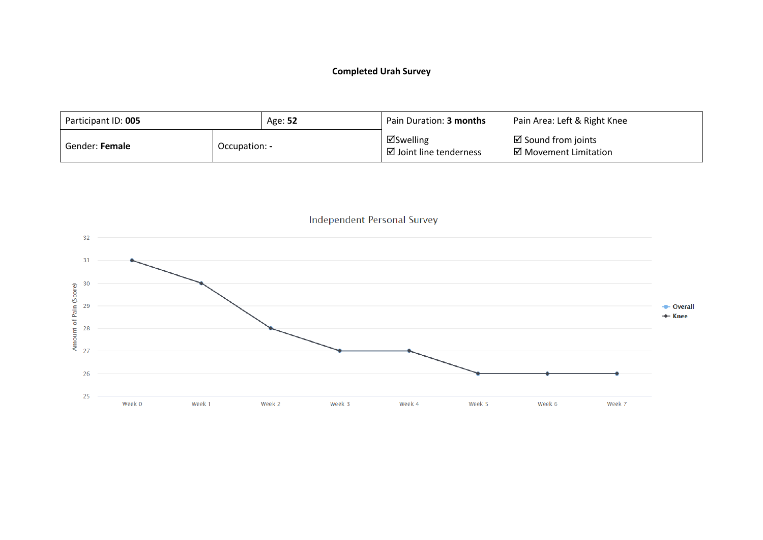**Completed Urah Survey**

| Participant ID: **005** | | Age: **52** | Pain Duration: **3 months** | Pain Area: Left & Right Knee |
|---|---|---|---|---|
| Gender: **Female** | Occupation: **-** | | ☑Swelling<br>☑ Joint line tenderness | ☑ Sound from joints<br>☑ Movement Limitation |

Independent Personal Survey

| | Week 0 | Week 1 | Week 2 | Week 3 | Week 4 | Week 5 | Week 6 | Week 7 |
|---|---|---|---|---|---|---|---|---|
| Knee | 31 | 30 | 28 | 27 | 27 | 26 | 26 | 26 |

Amount of Pain (Score)

Legend: Overall, Knee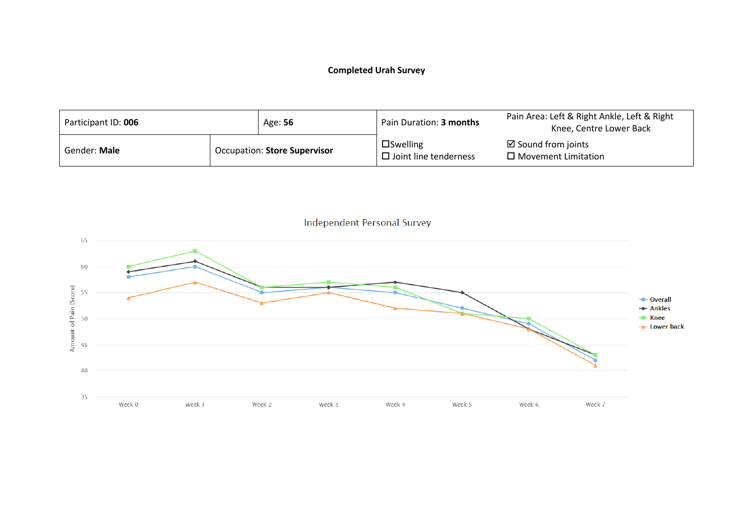**Completed Urah Survey**

| Participant ID: **006** | | Age: **56** | Pain Duration: **3 months** | Pain Area: Left & Right Ankle, Left & Right Knee, Centre Lower Back |
|---|---|---|---|---|
| Gender: **Male** | Occupation: **Store Supervisor** | | ☐Swelling<br>☐ Joint line tenderness | ☑ Sound from joints<br>☐ Movement Limitation |

Independent Personal Survey

| | Week 0 | Week 1 | Week 2 | Week 3 | Week 4 | Week 5 | Week 6 | Week 7 |
|---|---|---|---|---|---|---|---|---|
| Overall | 58 | 60 | 55 | 56 | 55 | 52 | 49 | 42 |
| Ankles | 59 | 61 | 56 | 56 | 57 | 55 | 48 | 43 |
| Knee | 60 | 63 | 56 | 57 | 56 | 51 | 50 | 43 |
| Lower back | 54 | 57 | 53 | 55 | 52 | 51 | 48 | 41 |

Amount of Pain (Score)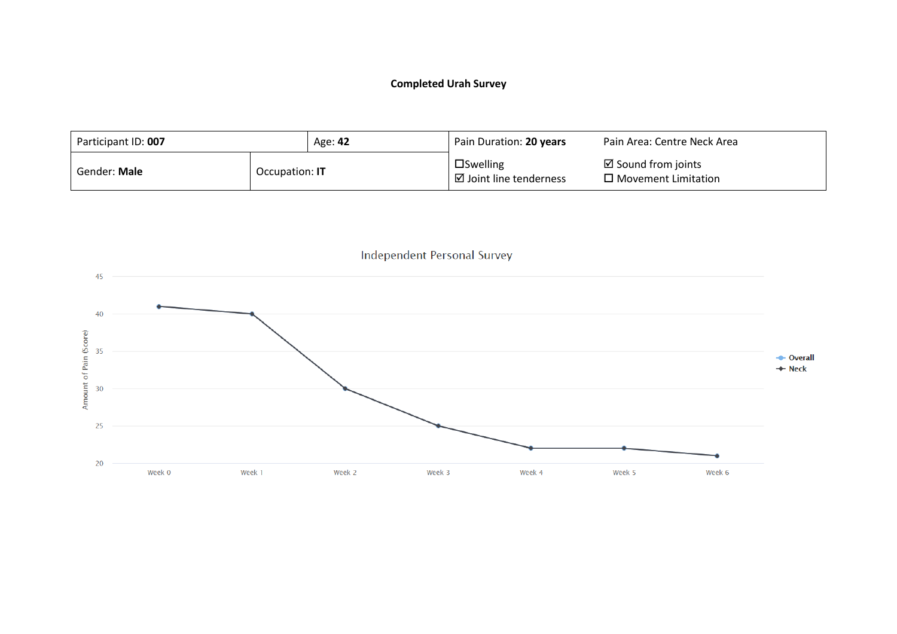**Completed Urah Survey**

| Participant ID: **007** | | Age: **42** | Pain Duration: **20 years** | Pain Area: Centre Neck Area |
|---|---|---|---|---|
| Gender: **Male** | Occupation: **IT** | | ☐Swelling<br>☑ Joint line tenderness | ☑ Sound from joints<br>☐ Movement Limitation |

Independent Personal Survey

| | Week 0 | Week 1 | Week 2 | Week 3 | Week 4 | Week 5 | Week 6 |
|---|---|---|---|---|---|---|---|
| Neck | 41 | 40 | 30 | 25 | 22 | 22 | 21 |

Amount of Pain (Score)

Legend: Overall, Neck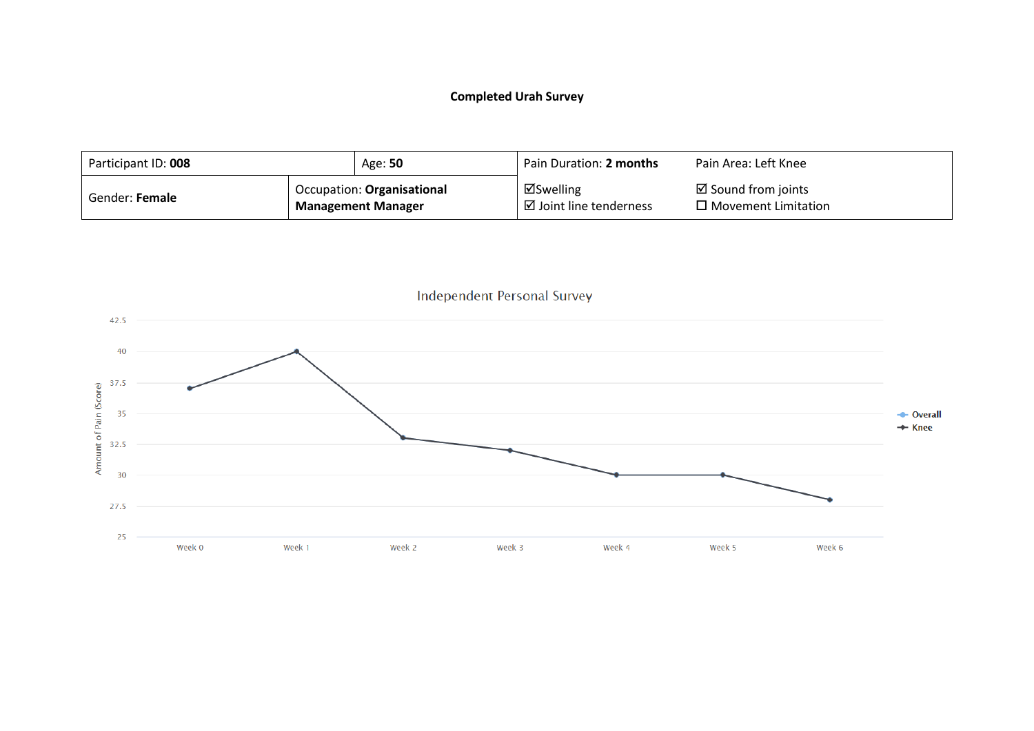**Completed Urah Survey**

| Participant ID: **008** | | Age: **50** | Pain Duration: **2 months** | Pain Area: Left Knee |
|---|---|---|---|---|
| Gender: **Female** | Occupation: **Organisational Management Manager** | | ☑Swelling<br>☑ Joint line tenderness | ☑ Sound from joints<br>☐ Movement Limitation |

Independent Personal Survey

| | Week 0 | Week 1 | Week 2 | Week 3 | Week 4 | Week 5 | Week 6 |
|---|---|---|---|---|---|---|---|
| Knee | 37 | 40 | 33 | 32 | 30 | 30 | 28 |

Y-axis: Amount of Pain (Score). Legend: Overall, Knee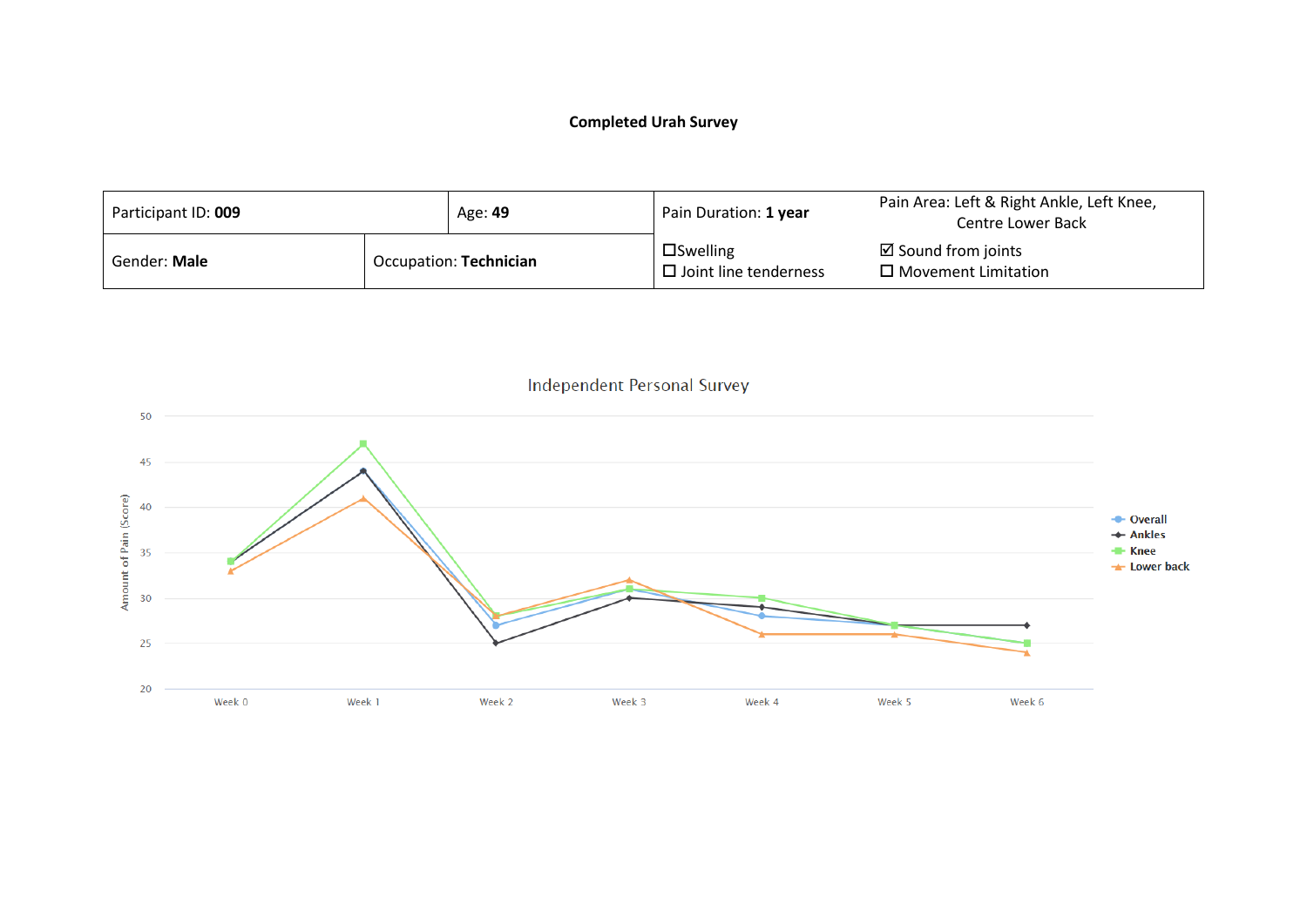**Completed Urah Survey**

| Participant ID: **009** | | Age: **49** | Pain Duration: **1 year** | Pain Area: Left & Right Ankle, Left Knee, Centre Lower Back |
|---|---|---|---|---|
| Gender: **Male** | Occupation: **Technician** | | ☐ Swelling<br>☐ Joint line tenderness | ☑ Sound from joints<br>☐ Movement Limitation |

Independent Personal Survey

| | Week 0 | Week 1 | Week 2 | Week 3 | Week 4 | Week 5 | Week 6 |
|---|---|---|---|---|---|---|---|
| Overall | 34 | 44 | 27 | 31 | 28 | 27 | 25 |
| Ankles | 34 | 44 | 25 | 30 | 29 | 27 | 27 |
| Knee | 34 | 47 | 28 | 31 | 30 | 27 | 25 |
| Lower back | 33 | 41 | 28 | 32 | 26 | 26 | 24 |

Amount of Pain (Score)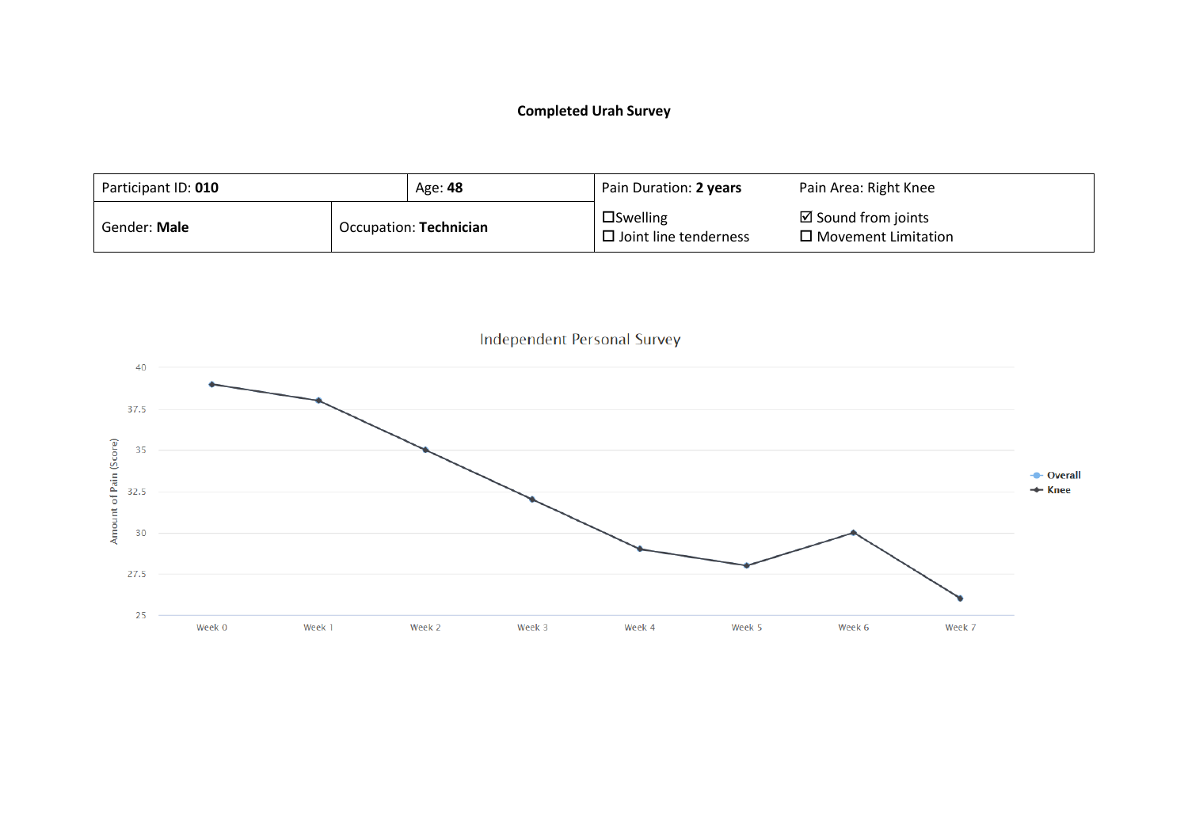**Completed Urah Survey**

| Participant ID: **010** | | Age: **48** | Pain Duration: **2 years** | Pain Area: Right Knee |
|---|---|---|---|---|
| Gender: **Male** | Occupation: **Technician** | | ☐Swelling<br>☐ Joint line tenderness | ☑ Sound from joints<br>☐ Movement Limitation |

Independent Personal Survey

Amount of Pain (Score)

| | Week 0 | Week 1 | Week 2 | Week 3 | Week 4 | Week 5 | Week 6 | Week 7 |
|---|---|---|---|---|---|---|---|---|
| Knee | 39 | 38 | 35 | 32 | 29 | 28 | 30 | 26 |

Legend: Overall, Knee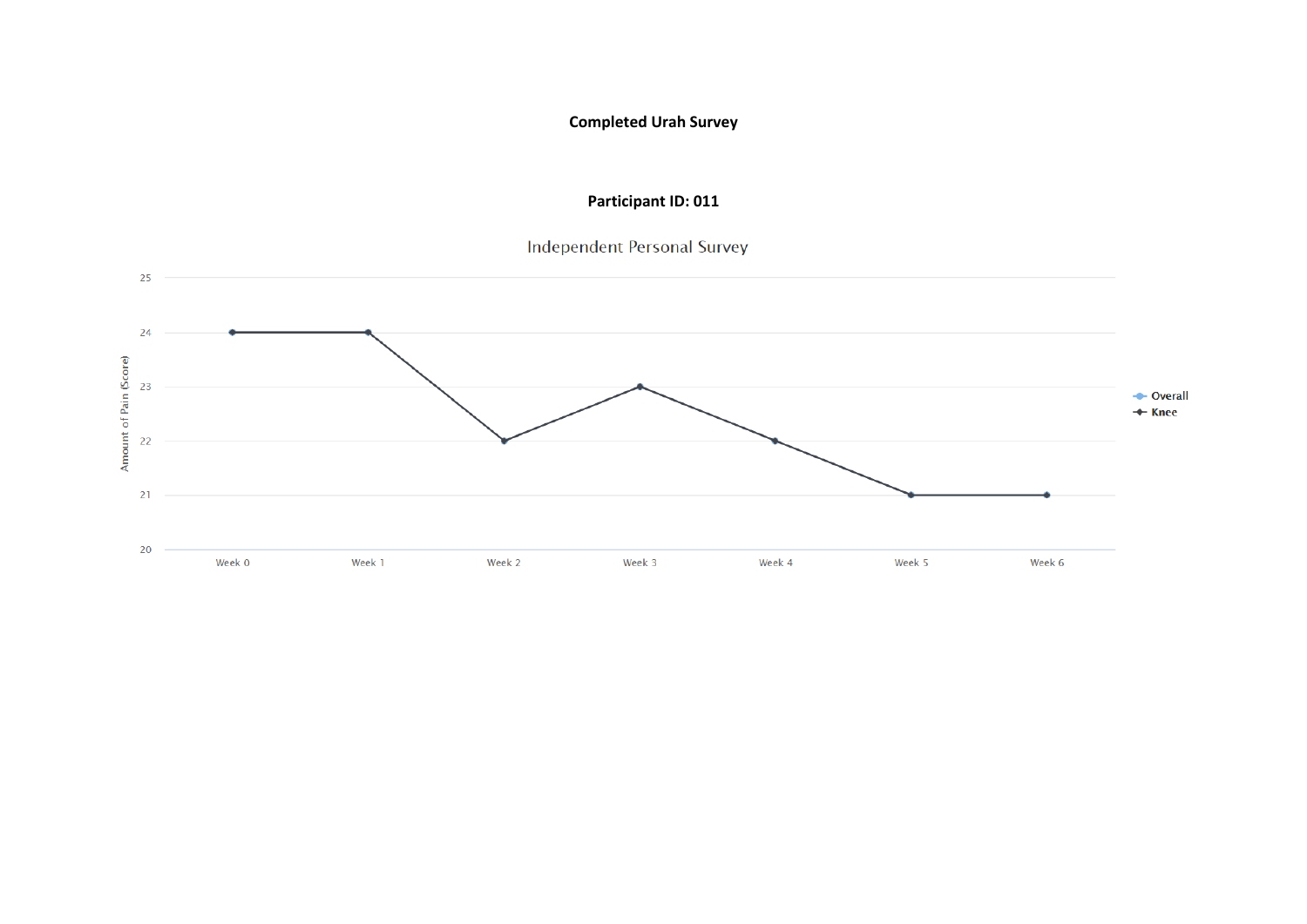**Completed Urah Survey**

**Participant ID: 011**

Independent Personal Survey

| | Week 0 | Week 1 | Week 2 | Week 3 | Week 4 | Week 5 | Week 6 |
|---|---|---|---|---|---|---|---|
| Knee | 24 | 24 | 22 | 23 | 22 | 21 | 21 |

Amount of Pain (Score)

Legend: Overall, Knee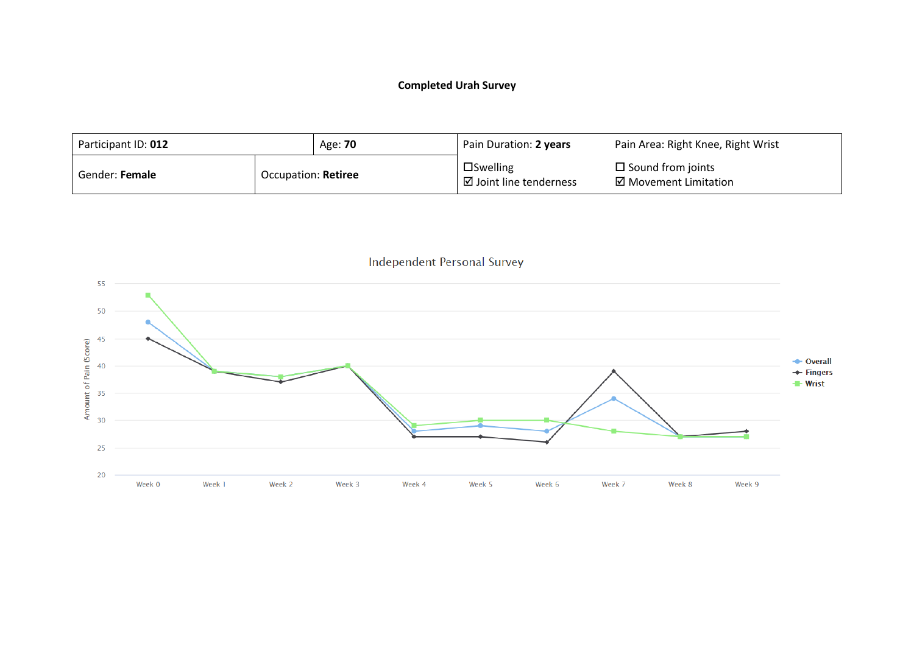**Completed Urah Survey**

| Participant ID: **012** | | Age: **70** | Pain Duration: **2 years** | Pain Area: Right Knee, Right Wrist |
|---|---|---|---|---|
| Gender: **Female** | Occupation: **Retiree** | | ☐Swelling<br>☑ Joint line tenderness | ☐ Sound from joints<br>☑ Movement Limitation |

Independent Personal Survey

Amount of Pain (Score)

| | Week 0 | Week 1 | Week 2 | Week 3 | Week 4 | Week 5 | Week 6 | Week 7 | Week 8 | Week 9 |
|---|---|---|---|---|---|---|---|---|---|---|
| Overall | 48 | 39 | 38 | 40 | 28 | 29 | 28 | 34 | 27 | 27 |
| Fingers | 45 | 39 | 37 | 40 | 27 | 27 | 26 | 39 | 27 | 28 |
| Wrist | 53 | 39 | 38 | 40 | 29 | 30 | 30 | 28 | 27 | 27 |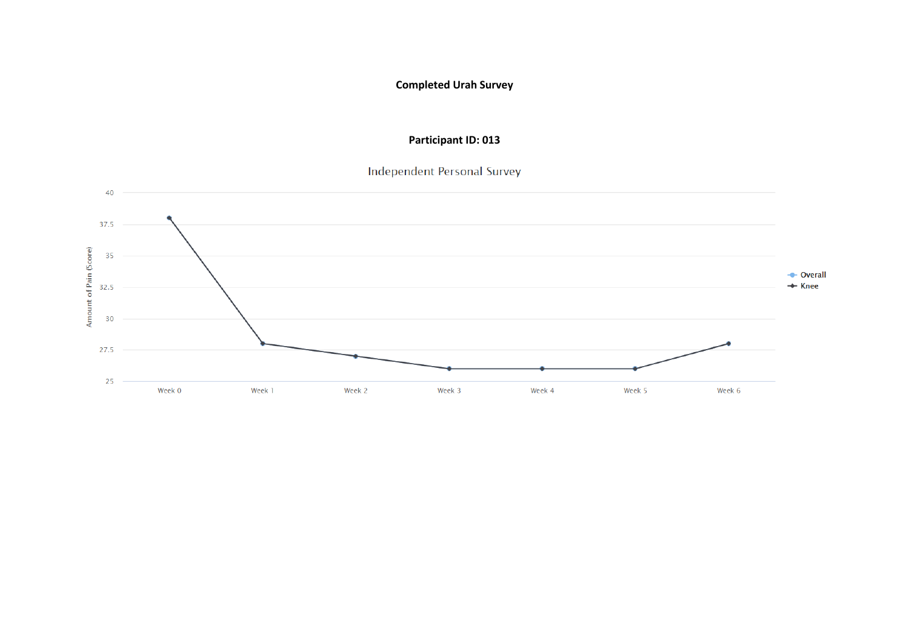**Completed Urah Survey**

**Participant ID: 013**

Independent Personal Survey

| | Week 0 | Week 1 | Week 2 | Week 3 | Week 4 | Week 5 | Week 6 |
|---|---|---|---|---|---|---|---|
| Knee | 38 | 28 | 27 | 26 | 26 | 26 | 28 |

Amount of Pain (Score)

Legend: Overall, Knee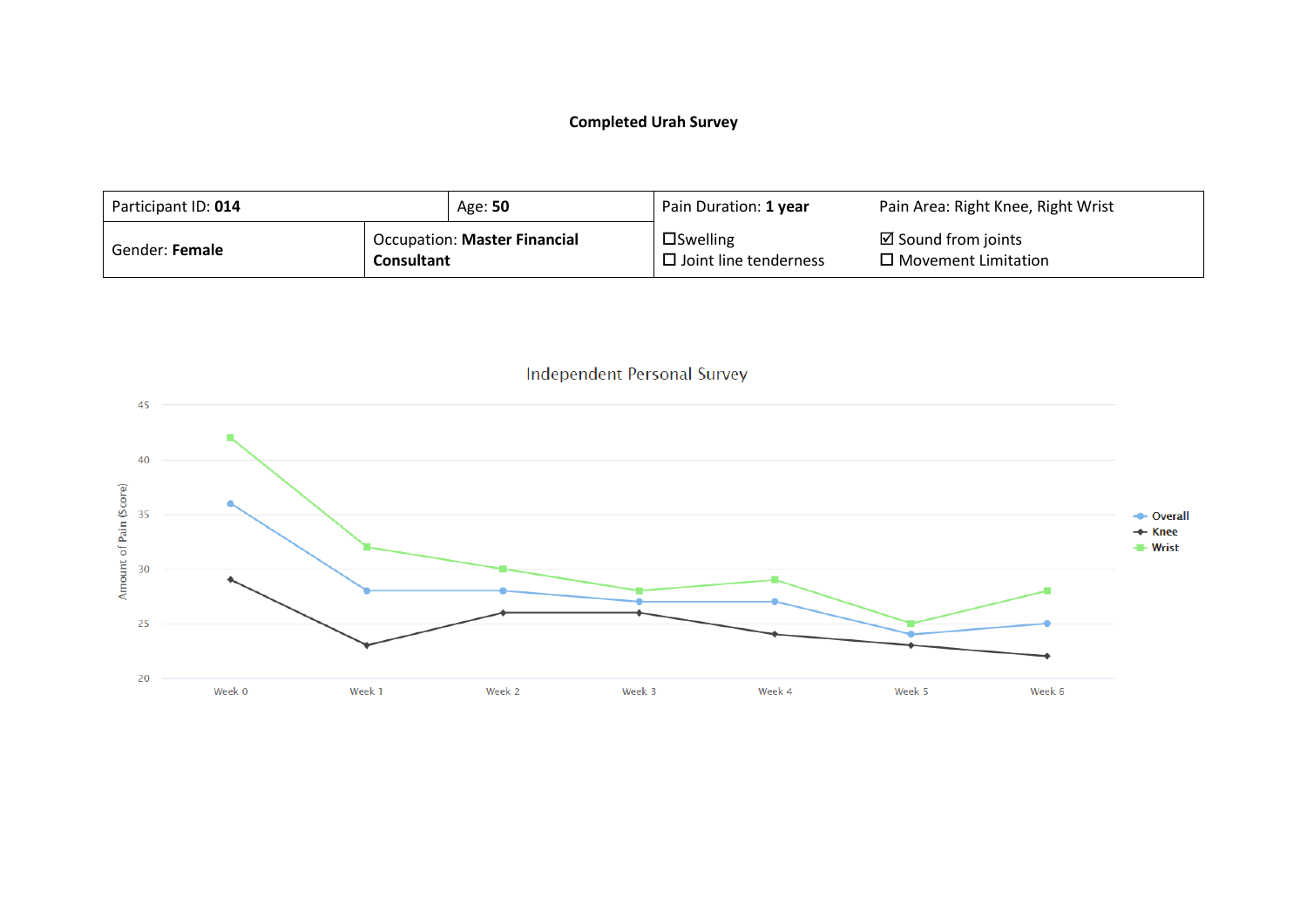**Completed Urah Survey**

| Participant ID: **014** | | Age: **50** | Pain Duration: **1 year** | Pain Area: Right Knee, Right Wrist |
|---|---|---|---|---|
| Gender: **Female** | Occupation: **Master Financial Consultant** | | ☐Swelling<br>☐ Joint line tenderness | ☑ Sound from joints<br>☐ Movement Limitation |

Independent Personal Survey

| | Week 0 | Week 1 | Week 2 | Week 3 | Week 4 | Week 5 | Week 6 |
|---|---|---|---|---|---|---|---|
| Overall | 36 | 28 | 28 | 27 | 27 | 24 | 25 |
| Knee | 29 | 23 | 26 | 26 | 24 | 23 | 22 |
| Wrist | 42 | 32 | 30 | 28 | 29 | 25 | 28 |

Amount of Pain (Score)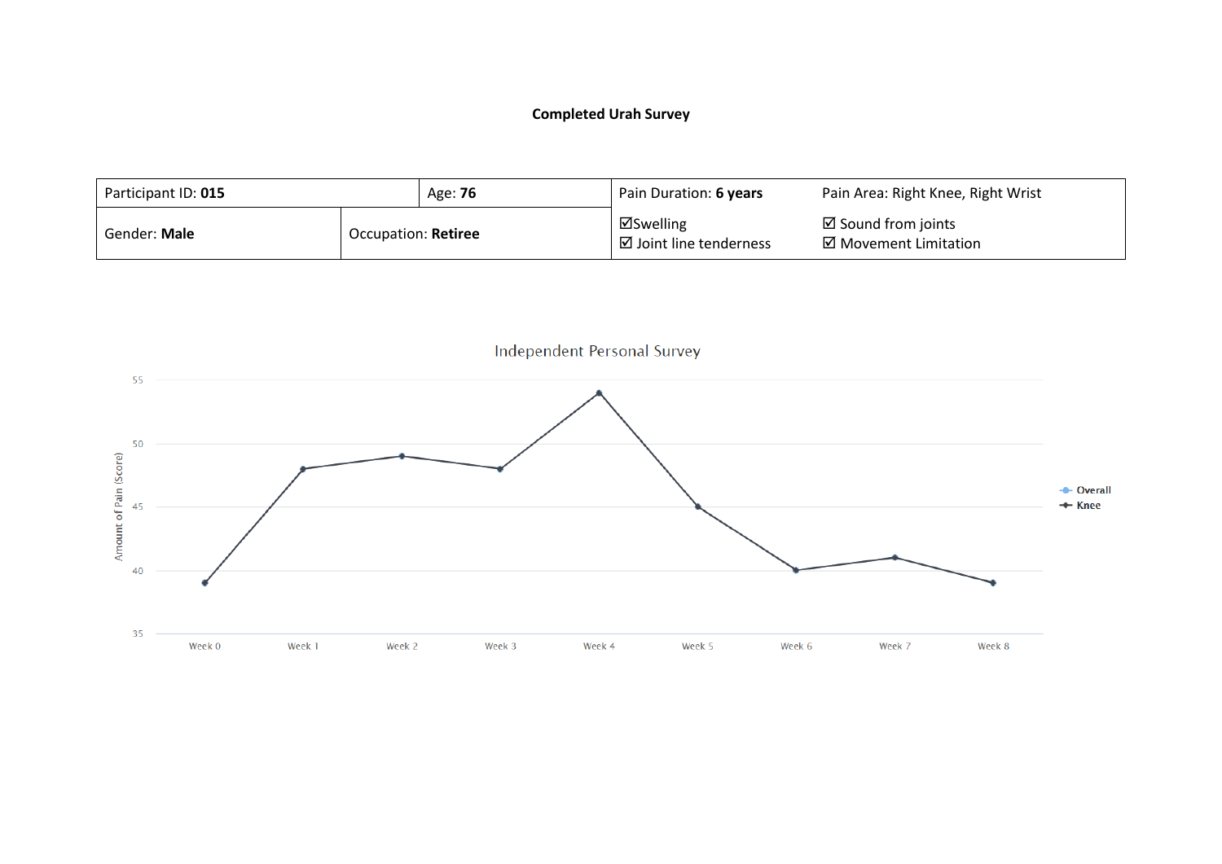**Completed Urah Survey**

| Participant ID: **015** | | Age: **76** | Pain Duration: **6 years** | Pain Area: Right Knee, Right Wrist |
|---|---|---|---|---|
| Gender: **Male** | Occupation: **Retiree** | | ☑Swelling<br>☑ Joint line tenderness | ☑ Sound from joints<br>☑ Movement Limitation |

Independent Personal Survey

| | Week 0 | Week 1 | Week 2 | Week 3 | Week 4 | Week 5 | Week 6 | Week 7 | Week 8 |
|---|---|---|---|---|---|---|---|---|---|
| Knee | 39 | 48 | 49 | 48 | 54 | 45 | 40 | 41 | 39 |

Amount of Pain (Score)

Legend: Overall, Knee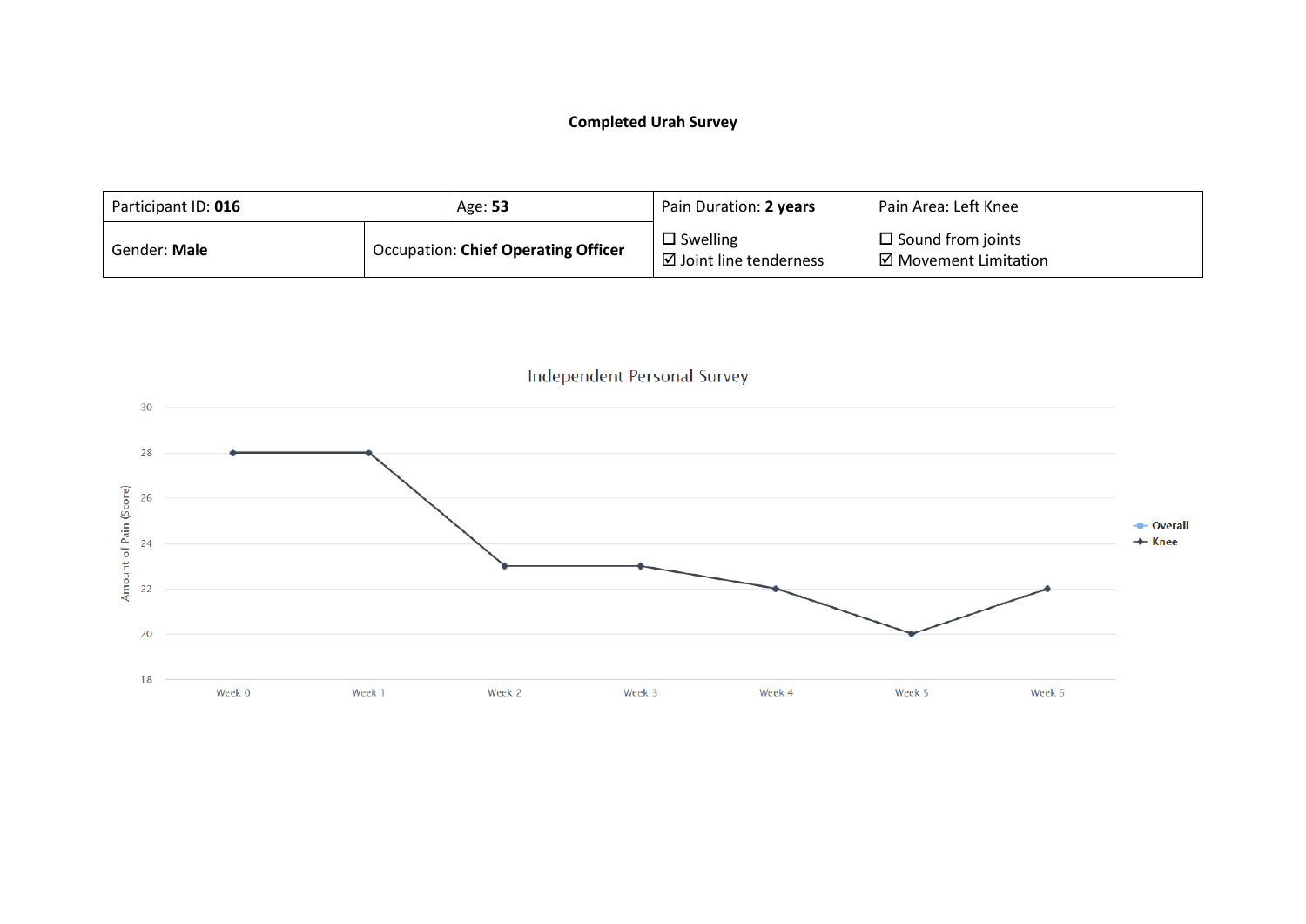**Completed Urah Survey**

| Participant ID: **016** | Age: **53** | Pain Duration: **2 years** | Pain Area: Left Knee |
|---|---|---|---|
| Gender: **Male** | Occupation: **Chief Operating Officer** | ☐ Swelling<br>☑ Joint line tenderness | ☐ Sound from joints<br>☑ Movement Limitation |

Independent Personal Survey

| | Week 0 | Week 1 | Week 2 | Week 3 | Week 4 | Week 5 | Week 6 |
|---|---|---|---|---|---|---|---|
| Knee | 28 | 28 | 23 | 23 | 22 | 20 | 22 |

Amount of Pain (Score)

Legend: Overall, Knee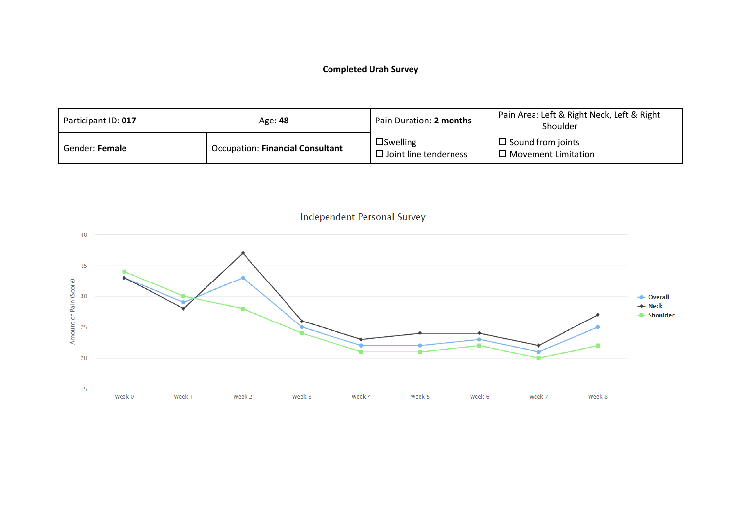**Completed Urah Survey**

| Participant ID: **017** | | Age: **48** | Pain Duration: **2 months** | Pain Area: Left & Right Neck, Left & Right Shoulder |
|---|---|---|---|---|
| Gender: **Female** | Occupation: **Financial Consultant** | | ☐Swelling<br>☐ Joint line tenderness | ☐ Sound from joints<br>☐ Movement Limitation |

Independent Personal Survey

| | Week 0 | Week 1 | Week 2 | Week 3 | Week 4 | Week 5 | Week 6 | Week 7 | Week 8 |
|---|---|---|---|---|---|---|---|---|---|
| Overall | 33 | 29 | 33 | 25 | 22 | 22 | 23 | 21 | 25 |
| Neck | 33 | 28 | 37 | 26 | 23 | 24 | 24 | 22 | 27 |
| Shoulder | 34 | 30 | 28 | 24 | 21 | 21 | 22 | 20 | 22 |

Y-axis: Amount of Pain (Score)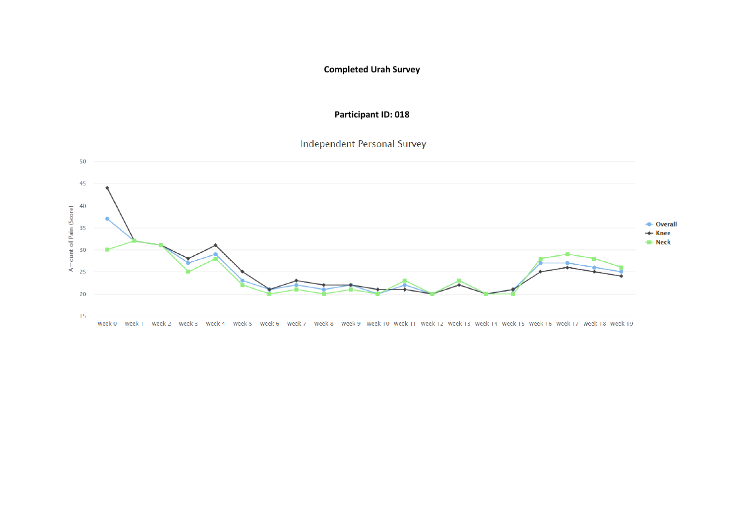**Completed Urah Survey**

**Participant ID: 018**

Independent Personal Survey

| | Week 0 | Week 1 | Week 2 | Week 3 | Week 4 | Week 5 | Week 6 | Week 7 | Week 8 | Week 9 | Week 10 | Week 11 | Week 12 | Week 13 | Week 14 | Week 15 | Week 16 | Week 17 | Week 18 | Week 19 |
|---|---|---|---|---|---|---|---|---|---|---|---|---|---|---|---|---|---|---|---|---|
| Overall | 37 | 32 | 31 | 27 | 29 | 23 | 21 | 22 | 21 | 22 | 20 | 22 | 20 | 23 | 20 | 21 | 27 | 27 | 26 | 25 |
| Knee | 44 | 32 | 31 | 28 | 31 | 25 | 21 | 23 | 22 | 22 | 21 | 21 | 20 | 22 | 20 | 21 | 25 | 26 | 25 | 24 |
| Neck | 30 | 32 | 31 | 25 | 28 | 22 | 20 | 21 | 20 | 21 | 20 | 23 | 20 | 23 | 20 | 20 | 28 | 29 | 28 | 26 |

Y-axis: Amount of Pain (Score)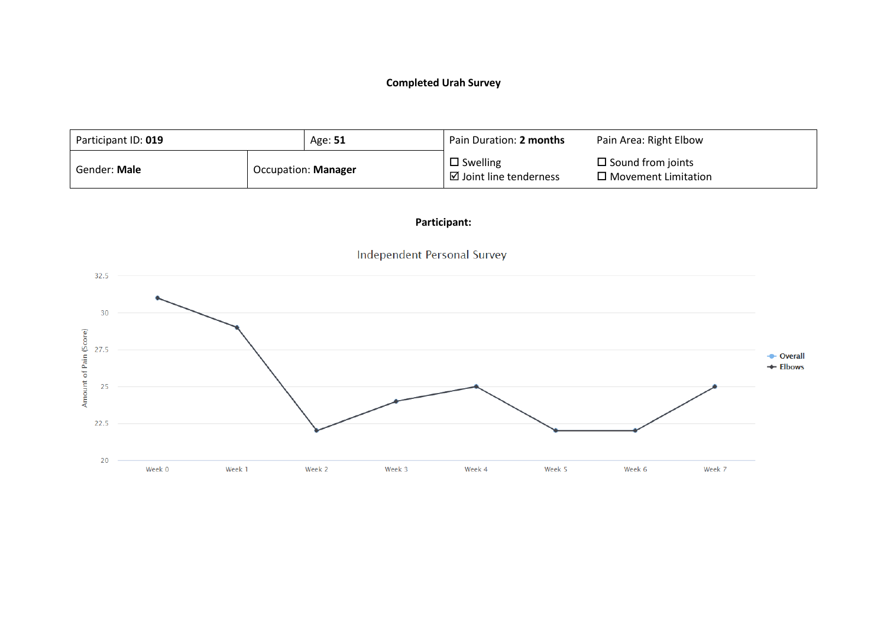**Completed Urah Survey**

| | | | | |
|---|---|---|---|---|
| Participant ID: **019** | Age: **51** | | Pain Duration: **2 months** | Pain Area: Right Elbow |
| Gender: **Male** | Occupation: **Manager** | | ☐ Swelling<br>☑ Joint line tenderness | ☐ Sound from joints<br>☐ Movement Limitation |

**Participant:**

Independent Personal Survey

Amount of Pain (Score)

32.5
30
27.5
25
22.5
20

Week 0
Week 1
Week 2
Week 3
Week 4
Week 5
Week 6
Week 7

Overall
Elbows